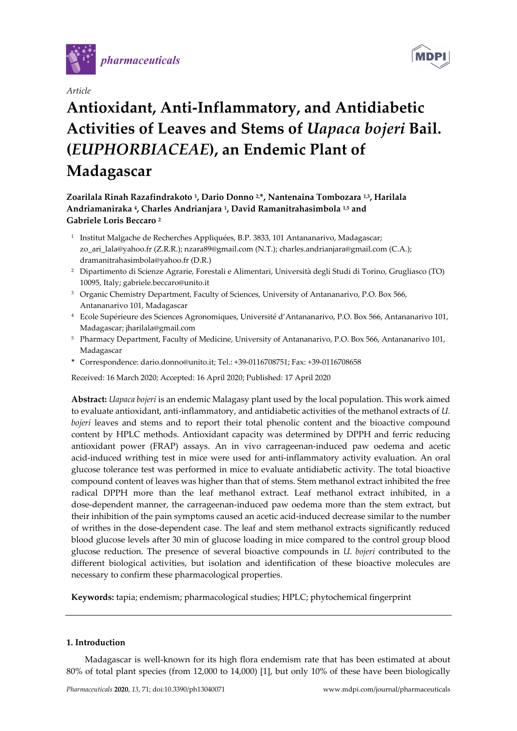Article

# Antioxidant, Anti-Inflammatory, and Antidiabetic Activities of Leaves and Stems of *Uapaca bojeri* Bail. (*EUPHORBIACEAE*), an Endemic Plant of Madagascar

**Zoarilala Rinah Razafindrakoto [1], Dario Donno [2,*], Nantenaina Tombozara [1,3], Harilala Andriamaniraka [4], Charles Andrianjara [1], David Ramanitrahasimbola [1,5] and Gabriele Loris Beccaro [2]**

[1] Institut Malgache de Recherches Appliquées, B.P. 3833, 101 Antananarivo, Madagascar; zo_ari_lala@yahoo.fr (Z.R.R.); nzara89@gmail.com (N.T.); charles.andrianjara@gmail.com (C.A.); dramanitrahasimbola@yahoo.fr (D.R.)

[2] Dipartimento di Scienze Agrarie, Forestali e Alimentari, Università degli Studi di Torino, Grugliasco (TO) 10095, Italy; gabriele.beccaro@unito.it

[3] Organic Chemistry Department, Faculty of Sciences, University of Antananarivo, P.O. Box 566, Antananarivo 101, Madagascar

[4] Ecole Supérieure des Sciences Agronomiques, Université d'Antananarivo, P.O. Box 566, Antananarivo 101, Madagascar; jharilala@gmail.com

[5] Pharmacy Department, Faculty of Medicine, University of Antananarivo, P.O. Box 566, Antananarivo 101, Madagascar

\* Correspondence: dario.donno@unito.it; Tel.: +39-0116708751; Fax: +39-0116708658

Received: 16 March 2020; Accepted: 16 April 2020; Published: 17 April 2020

**Abstract:** *Uapaca bojeri* is an endemic Malagasy plant used by the local population. This work aimed to evaluate antioxidant, anti-inflammatory, and antidiabetic activities of the methanol extracts of *U. bojeri* leaves and stems and to report their total phenolic content and the bioactive compound content by HPLC methods. Antioxidant capacity was determined by DPPH and ferric reducing antioxidant power (FRAP) assays. An in vivo carrageenan-induced paw oedema and acetic acid-induced writhing test in mice were used for anti-inflammatory activity evaluation. An oral glucose tolerance test was performed in mice to evaluate antidiabetic activity. The total bioactive compound content of leaves was higher than that of stems. Stem methanol extract inhibited the free radical DPPH more than the leaf methanol extract. Leaf methanol extract inhibited, in a dose-dependent manner, the carrageenan-induced paw oedema more than the stem extract, but their inhibition of the pain symptoms caused an acetic acid-induced decrease similar to the number of writhes in the dose-dependent case. The leaf and stem methanol extracts significantly reduced blood glucose levels after 30 min of glucose loading in mice compared to the control group blood glucose reduction. The presence of several bioactive compounds in *U. bojeri* contributed to the different biological activities, but isolation and identification of these bioactive molecules are necessary to confirm these pharmacological properties.

**Keywords:** tapia; endemism; pharmacological studies; HPLC; phytochemical fingerprint

## 1. Introduction

Madagascar is well-known for its high flora endemism rate that has been estimated at about 80% of total plant species (from 12,000 to 14,000) [1], but only 10% of these have been biologically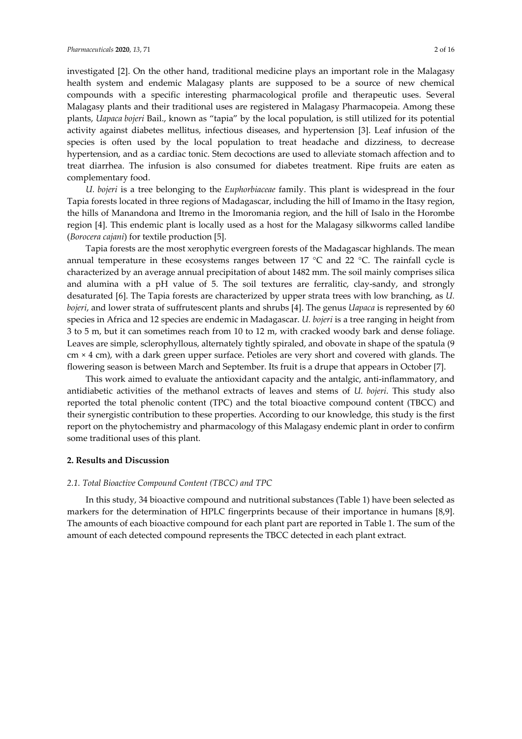investigated [2]. On the other hand, traditional medicine plays an important role in the Malagasy health system and endemic Malagasy plants are supposed to be a source of new chemical compounds with a specific interesting pharmacological profile and therapeutic uses. Several Malagasy plants and their traditional uses are registered in Malagasy Pharmacopeia. Among these plants, *Uapaca bojeri* Bail., known as "tapia" by the local population, is still utilized for its potential activity against diabetes mellitus, infectious diseases, and hypertension [3]. Leaf infusion of the species is often used by the local population to treat headache and dizziness, to decrease hypertension, and as a cardiac tonic. Stem decoctions are used to alleviate stomach affection and to treat diarrhea. The infusion is also consumed for diabetes treatment. Ripe fruits are eaten as complementary food.

*U. bojeri* is a tree belonging to the *Euphorbiaceae* family. This plant is widespread in the four Tapia forests located in three regions of Madagascar, including the hill of Imamo in the Itasy region, the hills of Manandona and Itremo in the Imoromania region, and the hill of Isalo in the Horombe region [4]. This endemic plant is locally used as a host for the Malagasy silkworms called landibe (*Borocera cajani*) for textile production [5].

Tapia forests are the most xerophytic evergreen forests of the Madagascar highlands. The mean annual temperature in these ecosystems ranges between 17 °C and 22 °C. The rainfall cycle is characterized by an average annual precipitation of about 1482 mm. The soil mainly comprises silica and alumina with a pH value of 5. The soil textures are ferralitic, clay-sandy, and strongly desaturated [6]. The Tapia forests are characterized by upper strata trees with low branching, as *U. bojeri*, and lower strata of suffrutescent plants and shrubs [4]. The genus *Uapaca* is represented by 60 species in Africa and 12 species are endemic in Madagascar. *U. bojeri* is a tree ranging in height from 3 to 5 m, but it can sometimes reach from 10 to 12 m, with cracked woody bark and dense foliage. Leaves are simple, sclerophyllous, alternately tightly spiraled, and obovate in shape of the spatula (9 cm × 4 cm), with a dark green upper surface. Petioles are very short and covered with glands. The flowering season is between March and September. Its fruit is a drupe that appears in October [7].

This work aimed to evaluate the antioxidant capacity and the antalgic, anti-inflammatory, and antidiabetic activities of the methanol extracts of leaves and stems of *U. bojeri*. This study also reported the total phenolic content (TPC) and the total bioactive compound content (TBCC) and their synergistic contribution to these properties. According to our knowledge, this study is the first report on the phytochemistry and pharmacology of this Malagasy endemic plant in order to confirm some traditional uses of this plant.

## 2. Results and Discussion

### 2.1. Total Bioactive Compound Content (TBCC) and TPC

In this study, 34 bioactive compound and nutritional substances (Table 1) have been selected as markers for the determination of HPLC fingerprints because of their importance in humans [8,9]. The amounts of each bioactive compound for each plant part are reported in Table 1. The sum of the amount of each detected compound represents the TBCC detected in each plant extract.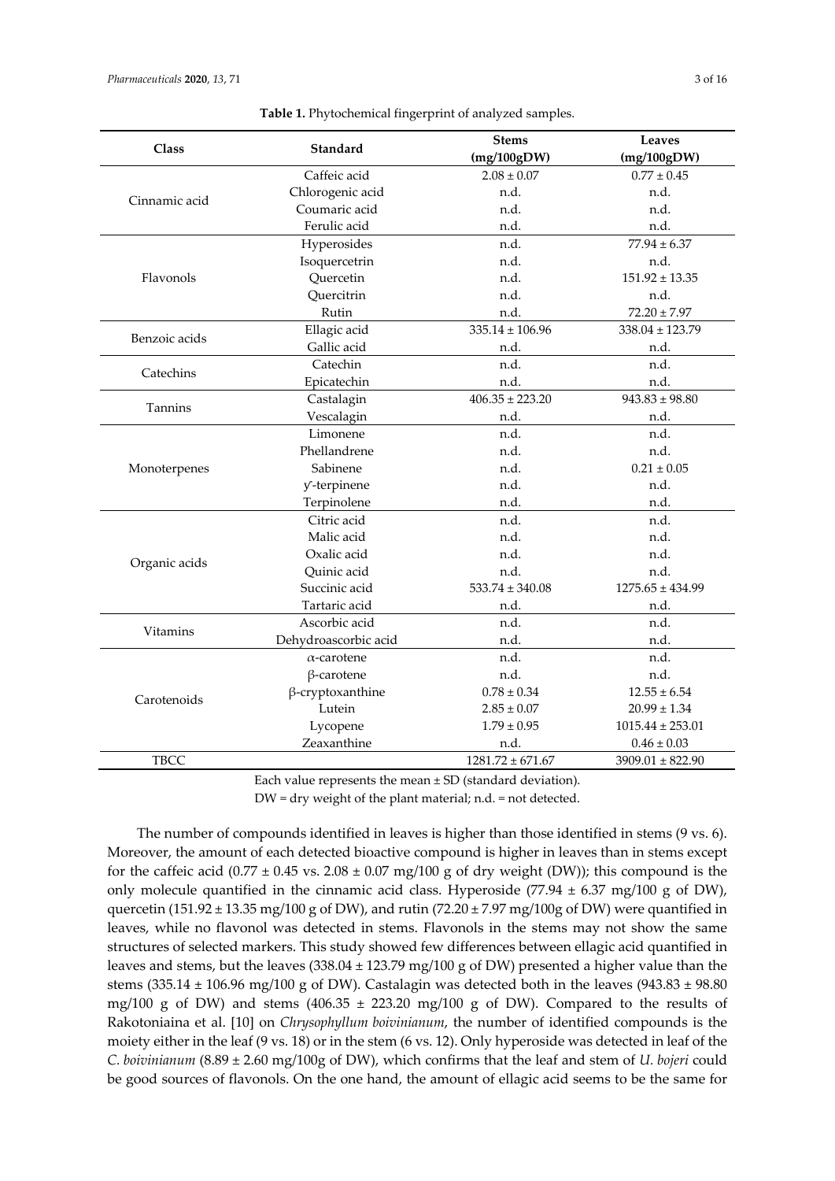**Table 1.** Phytochemical fingerprint of analyzed samples.

| Class | Standard | Stems (mg/100gDW) | Leaves (mg/100gDW) |
|---|---|---|---|
| Cinnamic acid | Caffeic acid | 2.08 ± 0.07 | 0.77 ± 0.45 |
| | Chlorogenic acid | n.d. | n.d. |
| | Coumaric acid | n.d. | n.d. |
| | Ferulic acid | n.d. | n.d. |
| Flavonols | Hyperosides | n.d. | 77.94 ± 6.37 |
| | Isoquercetrin | n.d. | n.d. |
| | Quercetin | n.d. | 151.92 ± 13.35 |
| | Quercitrin | n.d. | n.d. |
| | Rutin | n.d. | 72.20 ± 7.97 |
| Benzoic acids | Ellagic acid | 335.14 ± 106.96 | 338.04 ± 123.79 |
| | Gallic acid | n.d. | n.d. |
| Catechins | Catechin | n.d. | n.d. |
| | Epicatechin | n.d. | n.d. |
| Tannins | Castalagin | 406.35 ± 223.20 | 943.83 ± 98.80 |
| | Vescalagin | n.d. | n.d. |
| Monoterpenes | Limonene | n.d. | n.d. |
| | Phellandrene | n.d. | n.d. |
| | Sabinene | n.d. | 0.21 ± 0.05 |
| | γ-terpinene | n.d. | n.d. |
| | Terpinolene | n.d. | n.d. |
| Organic acids | Citric acid | n.d. | n.d. |
| | Malic acid | n.d. | n.d. |
| | Oxalic acid | n.d. | n.d. |
| | Quinic acid | n.d. | n.d. |
| | Succinic acid | 533.74 ± 340.08 | 1275.65 ± 434.99 |
| | Tartaric acid | n.d. | n.d. |
| Vitamins | Ascorbic acid | n.d. | n.d. |
| | Dehydroascorbic acid | n.d. | n.d. |
| Carotenoids | α-carotene | n.d. | n.d. |
| | β-carotene | n.d. | n.d. |
| | β-cryptoxanthine | 0.78 ± 0.34 | 12.55 ± 6.54 |
| | Lutein | 2.85 ± 0.07 | 20.99 ± 1.34 |
| | Lycopene | 1.79 ± 0.95 | 1015.44 ± 253.01 |
| | Zeaxanthine | n.d. | 0.46 ± 0.03 |
| TBCC | | 1281.72 ± 671.67 | 3909.01 ± 822.90 |

Each value represents the mean ± SD (standard deviation).
DW = dry weight of the plant material; n.d. = not detected.

The number of compounds identified in leaves is higher than those identified in stems (9 vs. 6). Moreover, the amount of each detected bioactive compound is higher in leaves than in stems except for the caffeic acid (0.77 ± 0.45 vs. 2.08 ± 0.07 mg/100 g of dry weight (DW)); this compound is the only molecule quantified in the cinnamic acid class. Hyperoside (77.94 ± 6.37 mg/100 g of DW), quercetin (151.92 ± 13.35 mg/100 g of DW), and rutin (72.20 ± 7.97 mg/100g of DW) were quantified in leaves, while no flavonol was detected in stems. Flavonols in the stems may not show the same structures of selected markers. This study showed few differences between ellagic acid quantified in leaves and stems, but the leaves (338.04 ± 123.79 mg/100 g of DW) presented a higher value than the stems (335.14 ± 106.96 mg/100 g of DW). Castalagin was detected both in the leaves (943.83 ± 98.80 mg/100 g of DW) and stems (406.35 ± 223.20 mg/100 g of DW). Compared to the results of Rakotoniaina et al. [10] on *Chrysophyllum boivinianum*, the number of identified compounds is the moiety either in the leaf (9 vs. 18) or in the stem (6 vs. 12). Only hyperoside was detected in leaf of the *C. boivinianum* (8.89 ± 2.60 mg/100g of DW), which confirms that the leaf and stem of *U. bojeri* could be good sources of flavonols. On the one hand, the amount of ellagic acid seems to be the same for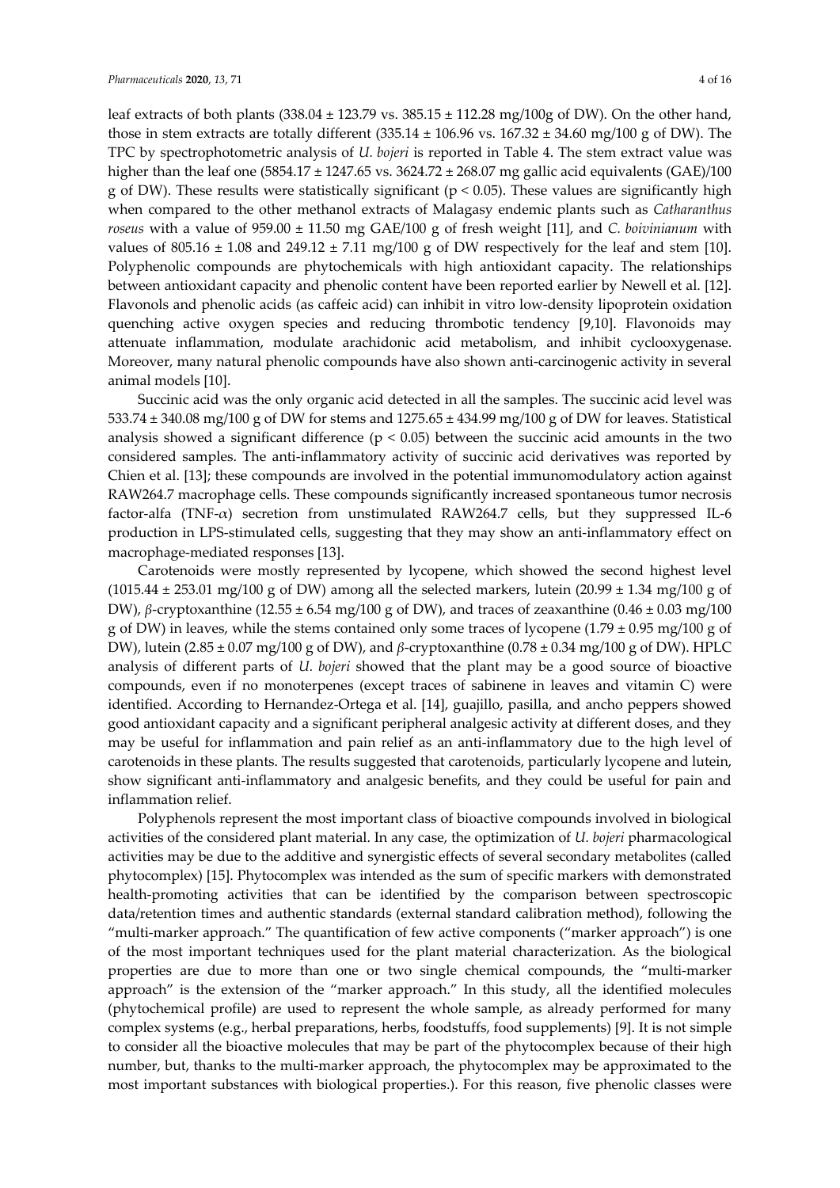leaf extracts of both plants (338.04 ± 123.79 vs. 385.15 ± 112.28 mg/100g of DW). On the other hand, those in stem extracts are totally different (335.14 ± 106.96 vs. 167.32 ± 34.60 mg/100 g of DW). The TPC by spectrophotometric analysis of *U. bojeri* is reported in Table 4. The stem extract value was higher than the leaf one (5854.17 ± 1247.65 vs. 3624.72 ± 268.07 mg gallic acid equivalents (GAE)/100 g of DW). These results were statistically significant ($p < 0.05$). These values are significantly high when compared to the other methanol extracts of Malagasy endemic plants such as *Catharanthus roseus* with a value of 959.00 ± 11.50 mg GAE/100 g of fresh weight [11], and *C. boivinianum* with values of 805.16 ± 1.08 and 249.12 ± 7.11 mg/100 g of DW respectively for the leaf and stem [10]. Polyphenolic compounds are phytochemicals with high antioxidant capacity. The relationships between antioxidant capacity and phenolic content have been reported earlier by Newell et al. [12]. Flavonols and phenolic acids (as caffeic acid) can inhibit in vitro low-density lipoprotein oxidation quenching active oxygen species and reducing thrombotic tendency [9,10]. Flavonoids may attenuate inflammation, modulate arachidonic acid metabolism, and inhibit cyclooxygenase. Moreover, many natural phenolic compounds have also shown anti-carcinogenic activity in several animal models [10].

Succinic acid was the only organic acid detected in all the samples. The succinic acid level was 533.74 ± 340.08 mg/100 g of DW for stems and 1275.65 ± 434.99 mg/100 g of DW for leaves. Statistical analysis showed a significant difference ($p < 0.05$) between the succinic acid amounts in the two considered samples. The anti-inflammatory activity of succinic acid derivatives was reported by Chien et al. [13]; these compounds are involved in the potential immunomodulatory action against RAW264.7 macrophage cells. These compounds significantly increased spontaneous tumor necrosis factor-alfa (TNF-$\alpha$) secretion from unstimulated RAW264.7 cells, but they suppressed IL-6 production in LPS-stimulated cells, suggesting that they may show an anti-inflammatory effect on macrophage-mediated responses [13].

Carotenoids were mostly represented by lycopene, which showed the second highest level (1015.44 ± 253.01 mg/100 g of DW) among all the selected markers, lutein (20.99 ± 1.34 mg/100 g of DW), $\beta$-cryptoxanthine (12.55 ± 6.54 mg/100 g of DW), and traces of zeaxanthine (0.46 ± 0.03 mg/100 g of DW) in leaves, while the stems contained only some traces of lycopene (1.79 ± 0.95 mg/100 g of DW), lutein (2.85 ± 0.07 mg/100 g of DW), and $\beta$-cryptoxanthine (0.78 ± 0.34 mg/100 g of DW). HPLC analysis of different parts of *U. bojeri* showed that the plant may be a good source of bioactive compounds, even if no monoterpenes (except traces of sabinene in leaves and vitamin C) were identified. According to Hernandez-Ortega et al. [14], guajillo, pasilla, and ancho peppers showed good antioxidant capacity and a significant peripheral analgesic activity at different doses, and they may be useful for inflammation and pain relief as an anti-inflammatory due to the high level of carotenoids in these plants. The results suggested that carotenoids, particularly lycopene and lutein, show significant anti-inflammatory and analgesic benefits, and they could be useful for pain and inflammation relief.

Polyphenols represent the most important class of bioactive compounds involved in biological activities of the considered plant material. In any case, the optimization of *U. bojeri* pharmacological activities may be due to the additive and synergistic effects of several secondary metabolites (called phytocomplex) [15]. Phytocomplex was intended as the sum of specific markers with demonstrated health-promoting activities that can be identified by the comparison between spectroscopic data/retention times and authentic standards (external standard calibration method), following the "multi-marker approach." The quantification of few active components ("marker approach") is one of the most important techniques used for the plant material characterization. As the biological properties are due to more than one or two single chemical compounds, the "multi-marker approach" is the extension of the "marker approach." In this study, all the identified molecules (phytochemical profile) are used to represent the whole sample, as already performed for many complex systems (e.g., herbal preparations, herbs, foodstuffs, food supplements) [9]. It is not simple to consider all the bioactive molecules that may be part of the phytocomplex because of their high number, but, thanks to the multi-marker approach, the phytocomplex may be approximated to the most important substances with biological properties.). For this reason, five phenolic classes were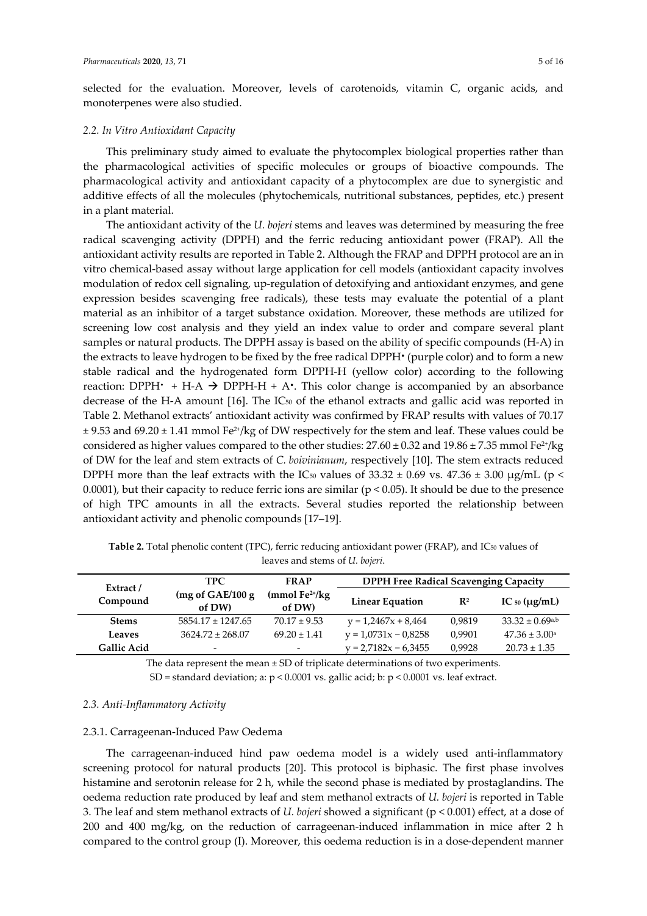selected for the evaluation. Moreover, levels of carotenoids, vitamin C, organic acids, and monoterpenes were also studied.

### *2.2. In Vitro Antioxidant Capacity*

This preliminary study aimed to evaluate the phytocomplex biological properties rather than the pharmacological activities of specific molecules or groups of bioactive compounds. The pharmacological activity and antioxidant capacity of a phytocomplex are due to synergistic and additive effects of all the molecules (phytochemicals, nutritional substances, peptides, etc.) present in a plant material.

The antioxidant activity of the *U. bojeri* stems and leaves was determined by measuring the free radical scavenging activity (DPPH) and the ferric reducing antioxidant power (FRAP). All the antioxidant activity results are reported in Table 2. Although the FRAP and DPPH protocol are an in vitro chemical-based assay without large application for cell models (antioxidant capacity involves modulation of redox cell signaling, up-regulation of detoxifying and antioxidant enzymes, and gene expression besides scavenging free radicals), these tests may evaluate the potential of a plant material as an inhibitor of a target substance oxidation. Moreover, these methods are utilized for screening low cost analysis and they yield an index value to order and compare several plant samples or natural products. The DPPH assay is based on the ability of specific compounds (H-A) in the extracts to leave hydrogen to be fixed by the free radical DPPH• (purple color) and to form a new stable radical and the hydrogenated form DPPH-H (yellow color) according to the following reaction: DPPH• + H-A → DPPH-H + A•. This color change is accompanied by an absorbance decrease of the H-A amount [16]. The $IC_{50}$ of the ethanol extracts and gallic acid was reported in Table 2. Methanol extracts' antioxidant activity was confirmed by FRAP results with values of 70.17 ± 9.53 and 69.20 ± 1.41 mmol $Fe^{2+}$/kg of DW respectively for the stem and leaf. These values could be considered as higher values compared to the other studies: 27.60 ± 0.32 and 19.86 ± 7.35 mmol $Fe^{2+}$/kg of DW for the leaf and stem extracts of *C. boivinianum*, respectively [10]. The stem extracts reduced DPPH more than the leaf extracts with the $IC_{50}$ values of 33.32 ± 0.69 vs. 47.36 ± 3.00 μg/mL ($p < 0.0001$), but their capacity to reduce ferric ions are similar ($p < 0.05$). It should be due to the presence of high TPC amounts in all the extracts. Several studies reported the relationship between antioxidant activity and phenolic compounds [17–19].

**Table 2.** Total phenolic content (TPC), ferric reducing antioxidant power (FRAP), and $IC_{50}$ values of leaves and stems of *U. bojeri*.

| Extract / Compound | TPC (mg of GAE/100 g of DW) | FRAP (mmol $Fe^{2+}$/kg of DW) | DPPH Free Radical Scavenging Capacity | | |
|---|---|---|---|---|---|
| | | | Linear Equation | $R^2$ | $IC_{50}$ (μg/mL) |
| **Stems** | 5854.17 ± 1247.65 | 70.17 ± 9.53 | $y = 1,2467x + 8,464$ | 0,9819 | $33.32 \pm 0.69^{a,b}$ |
| **Leaves** | 3624.72 ± 268.07 | 69.20 ± 1.41 | $y = 1,0731x - 0,8258$ | 0,9901 | $47.36 \pm 3.00^{a}$ |
| **Gallic Acid** | - | - | $y = 2,7182x - 6,3455$ | 0,9928 | 20.73 ± 1.35 |

The data represent the mean ± SD of triplicate determinations of two experiments.
SD = standard deviation; a: $p < 0.0001$ vs. gallic acid; b: $p < 0.0001$ vs. leaf extract.

### *2.3. Anti-Inflammatory Activity*

#### 2.3.1. Carrageenan-Induced Paw Oedema

The carrageenan-induced hind paw oedema model is a widely used anti-inflammatory screening protocol for natural products [20]. This protocol is biphasic. The first phase involves histamine and serotonin release for 2 h, while the second phase is mediated by prostaglandins. The oedema reduction rate produced by leaf and stem methanol extracts of *U. bojeri* is reported in Table 3. The leaf and stem methanol extracts of *U. bojeri* showed a significant ($p < 0.001$) effect, at a dose of 200 and 400 mg/kg, on the reduction of carrageenan-induced inflammation in mice after 2 h compared to the control group (I). Moreover, this oedema reduction is in a dose-dependent manner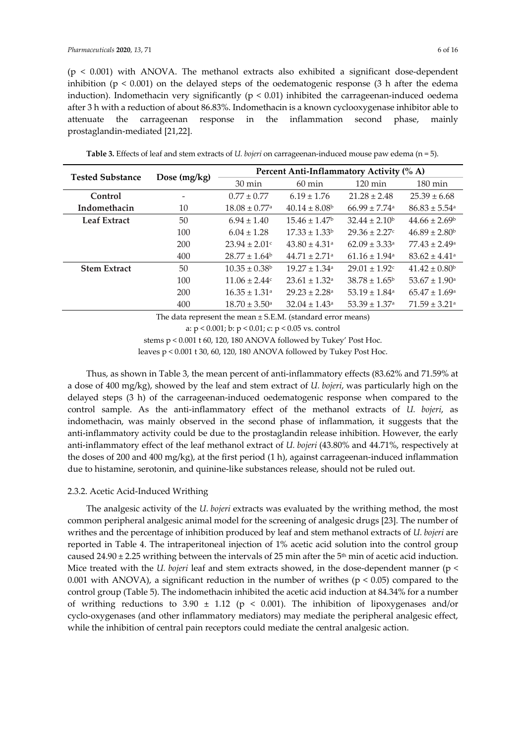($p < 0.001$) with ANOVA. The methanol extracts also exhibited a significant dose-dependent inhibition ($p < 0.001$) on the delayed steps of the oedematogenic response (3 h after the edema induction). Indomethacin very significantly ($p < 0.01$) inhibited the carrageenan-induced oedema after 3 h with a reduction of about 86.83%. Indomethacin is a known cyclooxygenase inhibitor able to attenuate the carrageenan response in the inflammation second phase, mainly prostaglandin-mediated [21,22].

**Table 3.** Effects of leaf and stem extracts of *U. bojeri* on carrageenan-induced mouse paw edema (n = 5).

| Tested Substance | Dose (mg/kg) | Percent Anti-Inflammatory Activity (% A) | | | |
|---|---|---|---|---|---|
| | | 30 min | 60 min | 120 min | 180 min |
| **Control** | - | 0.77 ± 0.77 | 6.19 ± 1.76 | 21.28 ± 2.48 | 25.39 ± 6.68 |
| **Indomethacin** | 10 | 18.08 ± 0.77[a] | 40.14 ± 8.08[b] | 66.99 ± 7.74[a] | 86.83 ± 5.54[a] |
| **Leaf Extract** | 50 | 6.94 ± 1.40 | 15.46 ± 1.47[b] | 32.44 ± 2.10[b] | 44.66 ± 2.69[b] |
| | 100 | 6.04 ± 1.28 | 17.33 ± 1.33[b] | 29.36 ± 2.27[c] | 46.89 ± 2.80[b] |
| | 200 | 23.94 ± 2.01[c] | 43.80 ± 4.31[a] | 62.09 ± 3.33[a] | 77.43 ± 2.49[a] |
| | 400 | 28.77 ± 1.64[b] | 44.71 ± 2.71[a] | 61.16 ± 1.94[a] | 83.62 ± 4.41[a] |
| **Stem Extract** | 50 | 10.35 ± 0.38[b] | 19.27 ± 1.34[a] | 29.01 ± 1.92[c] | 41.42 ± 0.80[b] |
| | 100 | 11.06 ± 2.44[c] | 23.61 ± 1.32[a] | 38.78 ± 1.65[b] | 53.67 ± 1.90[a] |
| | 200 | 16.35 ± 1.31[a] | 29.23 ± 2.28[a] | 53.19 ± 1.84[a] | 65.47 ± 1.69[a] |
| | 400 | 18.70 ± 3.50[a] | 32.04 ± 1.43[a] | 53.39 ± 1.37[a] | 71.59 ± 3.21[a] |

The data represent the mean ± S.E.M. (standard error means)

a: $p < 0.001$; b: $p < 0.01$; c: $p < 0.05$ vs. control

stems $p < 0.001$ t 60, 120, 180 ANOVA followed by Tukey' Post Hoc.

leaves $p < 0.001$ t 30, 60, 120, 180 ANOVA followed by Tukey Post Hoc.

Thus, as shown in Table 3, the mean percent of anti-inflammatory effects (83.62% and 71.59% at a dose of 400 mg/kg), showed by the leaf and stem extract of *U. bojeri*, was particularly high on the delayed steps (3 h) of the carrageenan-induced oedematogenic response when compared to the control sample. As the anti-inflammatory effect of the methanol extracts of *U. bojeri*, as indomethacin, was mainly observed in the second phase of inflammation, it suggests that the anti-inflammatory activity could be due to the prostaglandin release inhibition. However, the early anti-inflammatory effect of the leaf methanol extract of *U. bojeri* (43.80% and 44.71%, respectively at the doses of 200 and 400 mg/kg), at the first period (1 h), against carrageenan-induced inflammation due to histamine, serotonin, and quinine-like substances release, should not be ruled out.

#### 2.3.2. Acetic Acid-Induced Writhing

The analgesic activity of the *U. bojeri* extracts was evaluated by the writhing method, the most common peripheral analgesic animal model for the screening of analgesic drugs [23]. The number of writhes and the percentage of inhibition produced by leaf and stem methanol extracts of *U. bojeri* are reported in Table 4. The intraperitoneal injection of 1% acetic acid solution into the control group caused 24.90 ± 2.25 writhing between the intervals of 25 min after the 5th min of acetic acid induction. Mice treated with the *U. bojeri* leaf and stem extracts showed, in the dose-dependent manner ($p < 0.001$ with ANOVA), a significant reduction in the number of writhes ($p < 0.05$) compared to the control group (Table 5). The indomethacin inhibited the acetic acid induction at 84.34% for a number of writhing reductions to 3.90 ± 1.12 ($p < 0.001$). The inhibition of lipoxygenases and/or cyclo-oxygenases (and other inflammatory mediators) may mediate the peripheral analgesic effect, while the inhibition of central pain receptors could mediate the central analgesic action.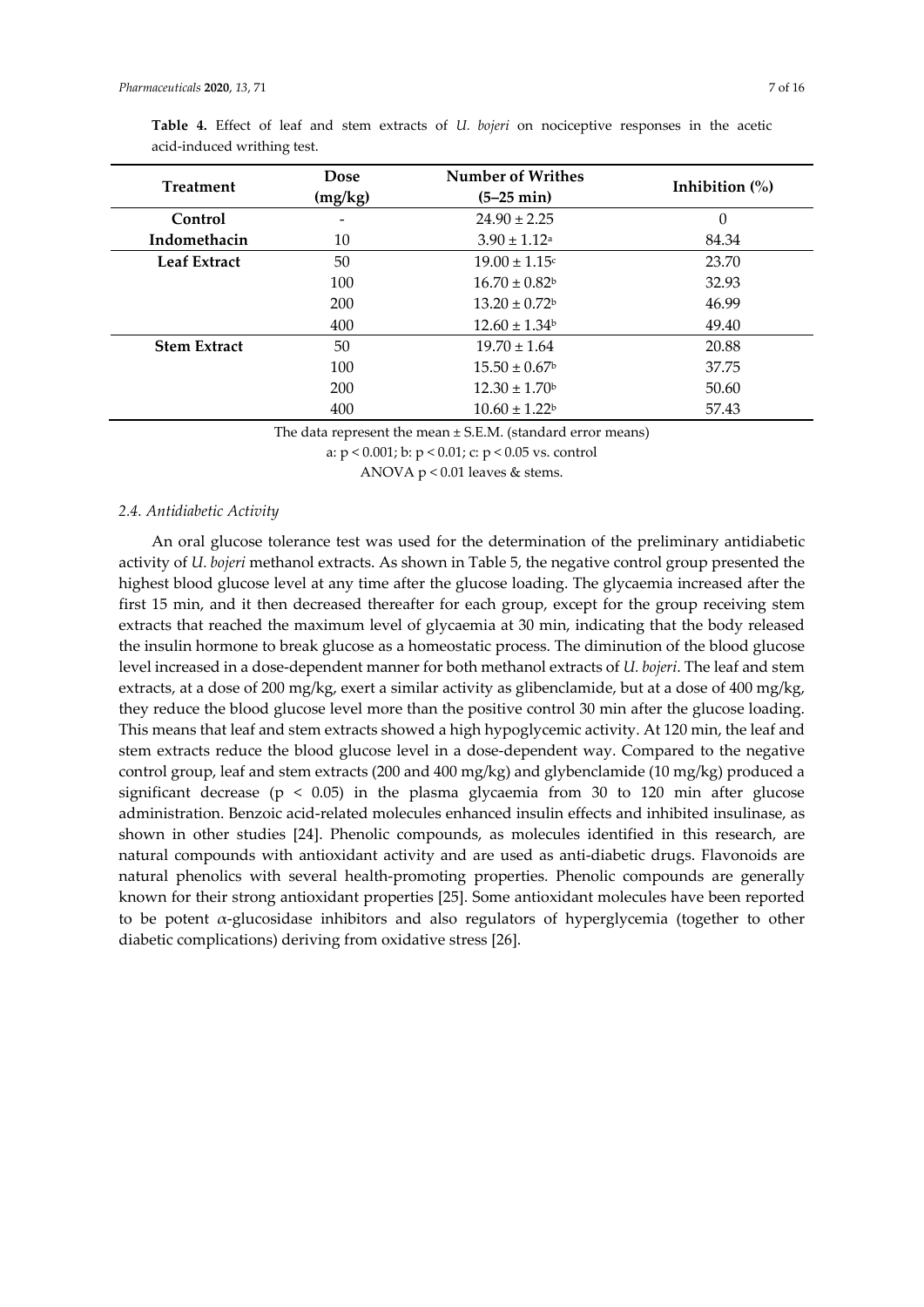**Table 4.** Effect of leaf and stem extracts of *U. bojeri* on nociceptive responses in the acetic acid-induced writhing test.

| Treatment | Dose (mg/kg) | Number of Writhes (5–25 min) | Inhibition (%) |
|---|---|---|---|
| **Control** | - | 24.90 ± 2.25 | 0 |
| **Indomethacin** | 10 | 3.90 ± 1.12[a] | 84.34 |
| **Leaf Extract** | 50 | 19.00 ± 1.15[c] | 23.70 |
| | 100 | 16.70 ± 0.82[b] | 32.93 |
| | 200 | 13.20 ± 0.72[b] | 46.99 |
| | 400 | 12.60 ± 1.34[b] | 49.40 |
| **Stem Extract** | 50 | 19.70 ± 1.64 | 20.88 |
| | 100 | 15.50 ± 0.67[b] | 37.75 |
| | 200 | 12.30 ± 1.70[b] | 50.60 |
| | 400 | 10.60 ± 1.22[b] | 57.43 |

The data represent the mean ± S.E.M. (standard error means)

a: $p < 0.001$; b: $p < 0.01$; c: $p < 0.05$ vs. control

ANOVA $p < 0.01$ leaves & stems.

### *2.4. Antidiabetic Activity*

An oral glucose tolerance test was used for the determination of the preliminary antidiabetic activity of *U. bojeri* methanol extracts. As shown in Table 5, the negative control group presented the highest blood glucose level at any time after the glucose loading. The glycaemia increased after the first 15 min, and it then decreased thereafter for each group, except for the group receiving stem extracts that reached the maximum level of glycaemia at 30 min, indicating that the body released the insulin hormone to break glucose as a homeostatic process. The diminution of the blood glucose level increased in a dose-dependent manner for both methanol extracts of *U. bojeri*. The leaf and stem extracts, at a dose of 200 mg/kg, exert a similar activity as glibenclamide, but at a dose of 400 mg/kg, they reduce the blood glucose level more than the positive control 30 min after the glucose loading. This means that leaf and stem extracts showed a high hypoglycemic activity. At 120 min, the leaf and stem extracts reduce the blood glucose level in a dose-dependent way. Compared to the negative control group, leaf and stem extracts (200 and 400 mg/kg) and glybenclamide (10 mg/kg) produced a significant decrease ($p < 0.05$) in the plasma glycaemia from 30 to 120 min after glucose administration. Benzoic acid-related molecules enhanced insulin effects and inhibited insulinase, as shown in other studies [24]. Phenolic compounds, as molecules identified in this research, are natural compounds with antioxidant activity and are used as anti-diabetic drugs. Flavonoids are natural phenolics with several health-promoting properties. Phenolic compounds are generally known for their strong antioxidant properties [25]. Some antioxidant molecules have been reported to be potent $\alpha$-glucosidase inhibitors and also regulators of hyperglycemia (together to other diabetic complications) deriving from oxidative stress [26].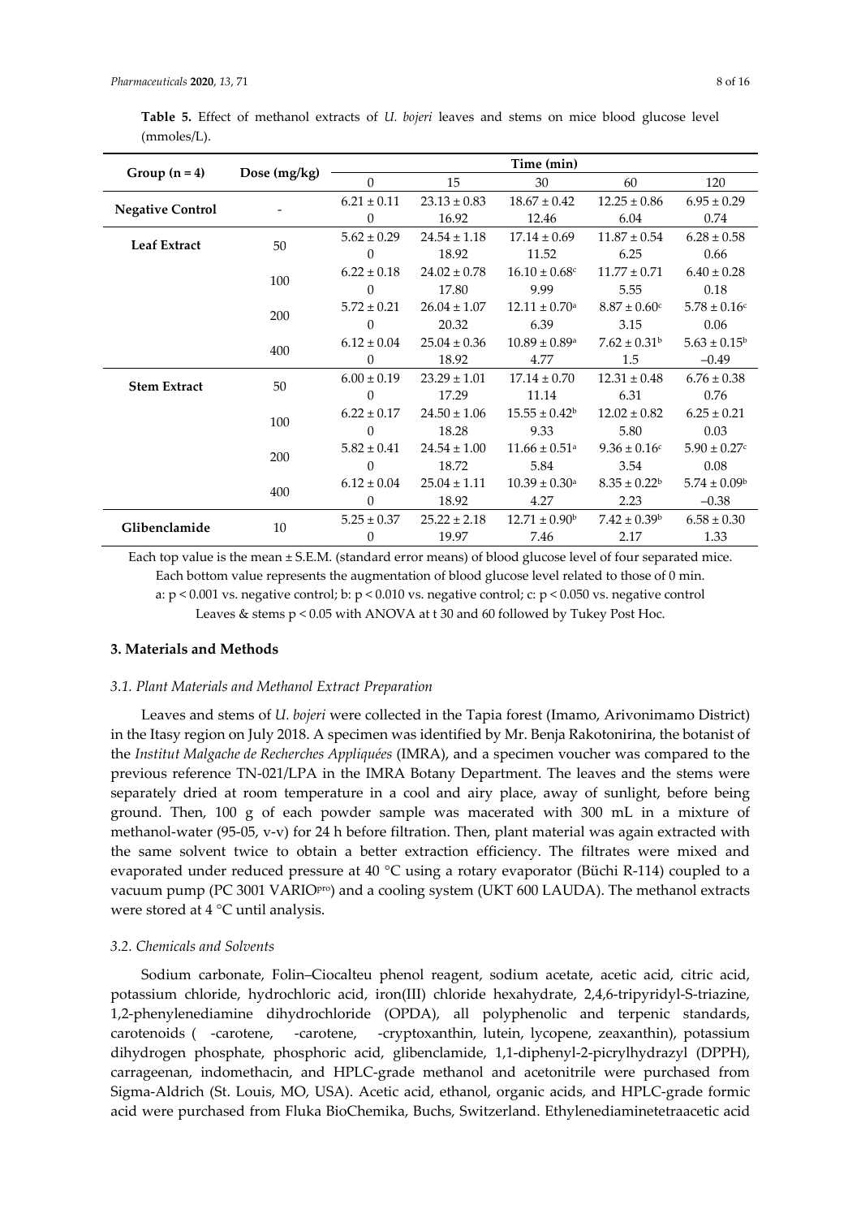**Table 5.** Effect of methanol extracts of *U. bojeri* leaves and stems on mice blood glucose level (mmoles/L).

| Group (n = 4) | Dose (mg/kg) | Time (min) | | | | |
|---|---|---|---|---|---|---|
| | | 0 | 15 | 30 | 60 | 120 |
| **Negative Control** | - | 6.21 ± 0.11<br>0 | 23.13 ± 0.83<br>16.92 | 18.67 ± 0.42<br>12.46 | 12.25 ± 0.86<br>6.04 | 6.95 ± 0.29<br>0.74 |
| **Leaf Extract** | 50 | 5.62 ± 0.29<br>0 | 24.54 ± 1.18<br>18.92 | 17.14 ± 0.69<br>11.52 | 11.87 ± 0.54<br>6.25 | 6.28 ± 0.58<br>0.66 |
| | 100 | 6.22 ± 0.18<br>0 | 24.02 ± 0.78<br>17.80 | 16.10 ± 0.68[c]<br>9.99 | 11.77 ± 0.71<br>5.55 | 6.40 ± 0.28<br>0.18 |
| | 200 | 5.72 ± 0.21<br>0 | 26.04 ± 1.07<br>20.32 | 12.11 ± 0.70[a]<br>6.39 | 8.87 ± 0.60[c]<br>3.15 | 5.78 ± 0.16[c]<br>0.06 |
| | 400 | 6.12 ± 0.04<br>0 | 25.04 ± 0.36<br>18.92 | 10.89 ± 0.89[a]<br>4.77 | 7.62 ± 0.31[b]<br>1.5 | 5.63 ± 0.15[b]<br>–0.49 |
| **Stem Extract** | 50 | 6.00 ± 0.19<br>0 | 23.29 ± 1.01<br>17.29 | 17.14 ± 0.70<br>11.14 | 12.31 ± 0.48<br>6.31 | 6.76 ± 0.38<br>0.76 |
| | 100 | 6.22 ± 0.17<br>0 | 24.50 ± 1.06<br>18.28 | 15.55 ± 0.42[b]<br>9.33 | 12.02 ± 0.82<br>5.80 | 6.25 ± 0.21<br>0.03 |
| | 200 | 5.82 ± 0.41<br>0 | 24.54 ± 1.00<br>18.72 | 11.66 ± 0.51[a]<br>5.84 | 9.36 ± 0.16[c]<br>3.54 | 5.90 ± 0.27[c]<br>0.08 |
| | 400 | 6.12 ± 0.04<br>0 | 25.04 ± 1.11<br>18.92 | 10.39 ± 0.30[a]<br>4.27 | 8.35 ± 0.22[b]<br>2.23 | 5.74 ± 0.09[b]<br>–0.38 |
| **Glibenclamide** | 10 | 5.25 ± 0.37<br>0 | 25.22 ± 2.18<br>19.97 | 12.71 ± 0.90[b]<br>7.46 | 7.42 ± 0.39[b]<br>2.17 | 6.58 ± 0.30<br>1.33 |

Each top value is the mean ± S.E.M. (standard error means) of blood glucose level of four separated mice. Each bottom value represents the augmentation of blood glucose level related to those of 0 min. a: $p < 0.001$ vs. negative control; b: $p < 0.010$ vs. negative control; c: $p < 0.050$ vs. negative control Leaves & stems $p < 0.05$ with ANOVA at t 30 and 60 followed by Tukey Post Hoc.

## 3. Materials and Methods

### 3.1. Plant Materials and Methanol Extract Preparation

Leaves and stems of *U. bojeri* were collected in the Tapia forest (Imamo, Arivonimamo District) in the Itasy region on July 2018. A specimen was identified by Mr. Benja Rakotonirina, the botanist of the *Institut Malgache de Recherches Appliquées* (IMRA), and a specimen voucher was compared to the previous reference TN-021/LPA in the IMRA Botany Department. The leaves and the stems were separately dried at room temperature in a cool and airy place, away of sunlight, before being ground. Then, 100 g of each powder sample was macerated with 300 mL in a mixture of methanol-water (95-05, v-v) for 24 h before filtration. Then, plant material was again extracted with the same solvent twice to obtain a better extraction efficiency. The filtrates were mixed and evaporated under reduced pressure at 40 °C using a rotary evaporator (Büchi R-114) coupled to a vacuum pump (PC 3001 VARIO[pro]) and a cooling system (UKT 600 LAUDA). The methanol extracts were stored at 4 °C until analysis.

### 3.2. Chemicals and Solvents

Sodium carbonate, Folin–Ciocalteu phenol reagent, sodium acetate, acetic acid, citric acid, potassium chloride, hydrochloric acid, iron(III) chloride hexahydrate, 2,4,6-tripyridyl-S-triazine, 1,2-phenylenediamine dihydrochloride (OPDA), all polyphenolic and terpenic standards, carotenoids ( -carotene, -carotene, -cryptoxanthin, lutein, lycopene, zeaxanthin), potassium dihydrogen phosphate, phosphoric acid, glibenclamide, 1,1-diphenyl-2-picrylhydrazyl (DPPH), carrageenan, indomethacin, and HPLC-grade methanol and acetonitrile were purchased from Sigma-Aldrich (St. Louis, MO, USA). Acetic acid, ethanol, organic acids, and HPLC-grade formic acid were purchased from Fluka BioChemika, Buchs, Switzerland. Ethylenediaminetetraacetic acid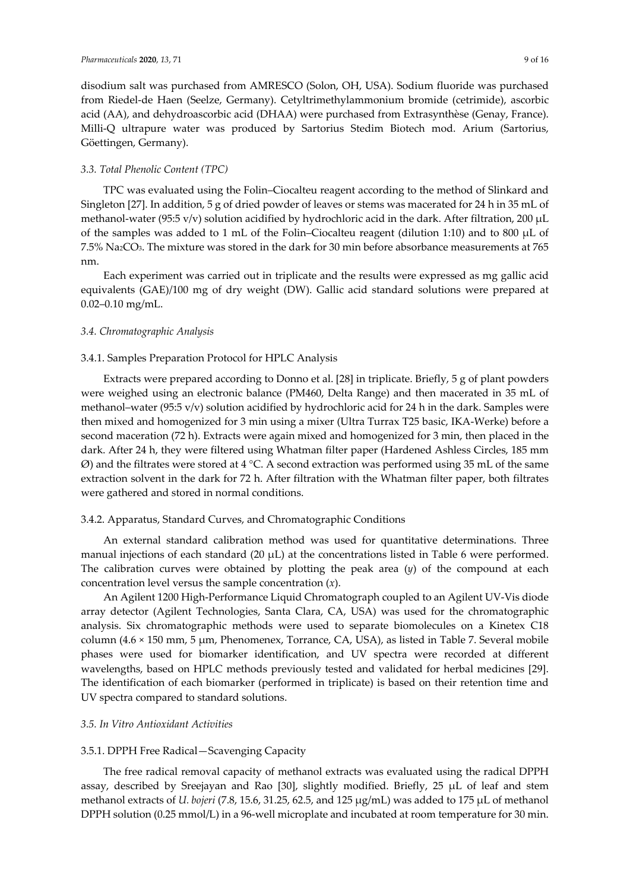disodium salt was purchased from AMRESCO (Solon, OH, USA). Sodium fluoride was purchased from Riedel-de Haen (Seelze, Germany). Cetyltrimethylammonium bromide (cetrimide), ascorbic acid (AA), and dehydroascorbic acid (DHAA) were purchased from Extrasynthèse (Genay, France). Milli-Q ultrapure water was produced by Sartorius Stedim Biotech mod. Arium (Sartorius, Göettingen, Germany).

### *3.3. Total Phenolic Content (TPC)*

TPC was evaluated using the Folin–Ciocalteu reagent according to the method of Slinkard and Singleton [27]. In addition, 5 g of dried powder of leaves or stems was macerated for 24 h in 35 mL of methanol-water (95:5 v/v) solution acidified by hydrochloric acid in the dark. After filtration, 200 μL of the samples was added to 1 mL of the Folin–Ciocalteu reagent (dilution 1:10) and to 800 μL of 7.5% $Na_2CO_3$. The mixture was stored in the dark for 30 min before absorbance measurements at 765 nm.

Each experiment was carried out in triplicate and the results were expressed as mg gallic acid equivalents (GAE)/100 mg of dry weight (DW). Gallic acid standard solutions were prepared at 0.02–0.10 mg/mL.

### *3.4. Chromatographic Analysis*

#### 3.4.1. Samples Preparation Protocol for HPLC Analysis

Extracts were prepared according to Donno et al. [28] in triplicate. Briefly, 5 g of plant powders were weighed using an electronic balance (PM460, Delta Range) and then macerated in 35 mL of methanol–water (95:5 v/v) solution acidified by hydrochloric acid for 24 h in the dark. Samples were then mixed and homogenized for 3 min using a mixer (Ultra Turrax T25 basic, IKA-Werke) before a second maceration (72 h). Extracts were again mixed and homogenized for 3 min, then placed in the dark. After 24 h, they were filtered using Whatman filter paper (Hardened Ashless Circles, 185 mm Ø) and the filtrates were stored at 4 °C. A second extraction was performed using 35 mL of the same extraction solvent in the dark for 72 h. After filtration with the Whatman filter paper, both filtrates were gathered and stored in normal conditions.

#### 3.4.2. Apparatus, Standard Curves, and Chromatographic Conditions

An external standard calibration method was used for quantitative determinations. Three manual injections of each standard (20 μL) at the concentrations listed in Table 6 were performed. The calibration curves were obtained by plotting the peak area ($y$) of the compound at each concentration level versus the sample concentration ($x$).

An Agilent 1200 High-Performance Liquid Chromatograph coupled to an Agilent UV-Vis diode array detector (Agilent Technologies, Santa Clara, CA, USA) was used for the chromatographic analysis. Six chromatographic methods were used to separate biomolecules on a Kinetex C18 column (4.6 × 150 mm, 5 μm, Phenomenex, Torrance, CA, USA), as listed in Table 7. Several mobile phases were used for biomarker identification, and UV spectra were recorded at different wavelengths, based on HPLC methods previously tested and validated for herbal medicines [29]. The identification of each biomarker (performed in triplicate) is based on their retention time and UV spectra compared to standard solutions.

### *3.5. In Vitro Antioxidant Activities*

#### 3.5.1. DPPH Free Radical—Scavenging Capacity

The free radical removal capacity of methanol extracts was evaluated using the radical DPPH assay, described by Sreejayan and Rao [30], slightly modified. Briefly, 25 μL of leaf and stem methanol extracts of *U. bojeri* (7.8, 15.6, 31.25, 62.5, and 125 μg/mL) was added to 175 μL of methanol DPPH solution (0.25 mmol/L) in a 96-well microplate and incubated at room temperature for 30 min.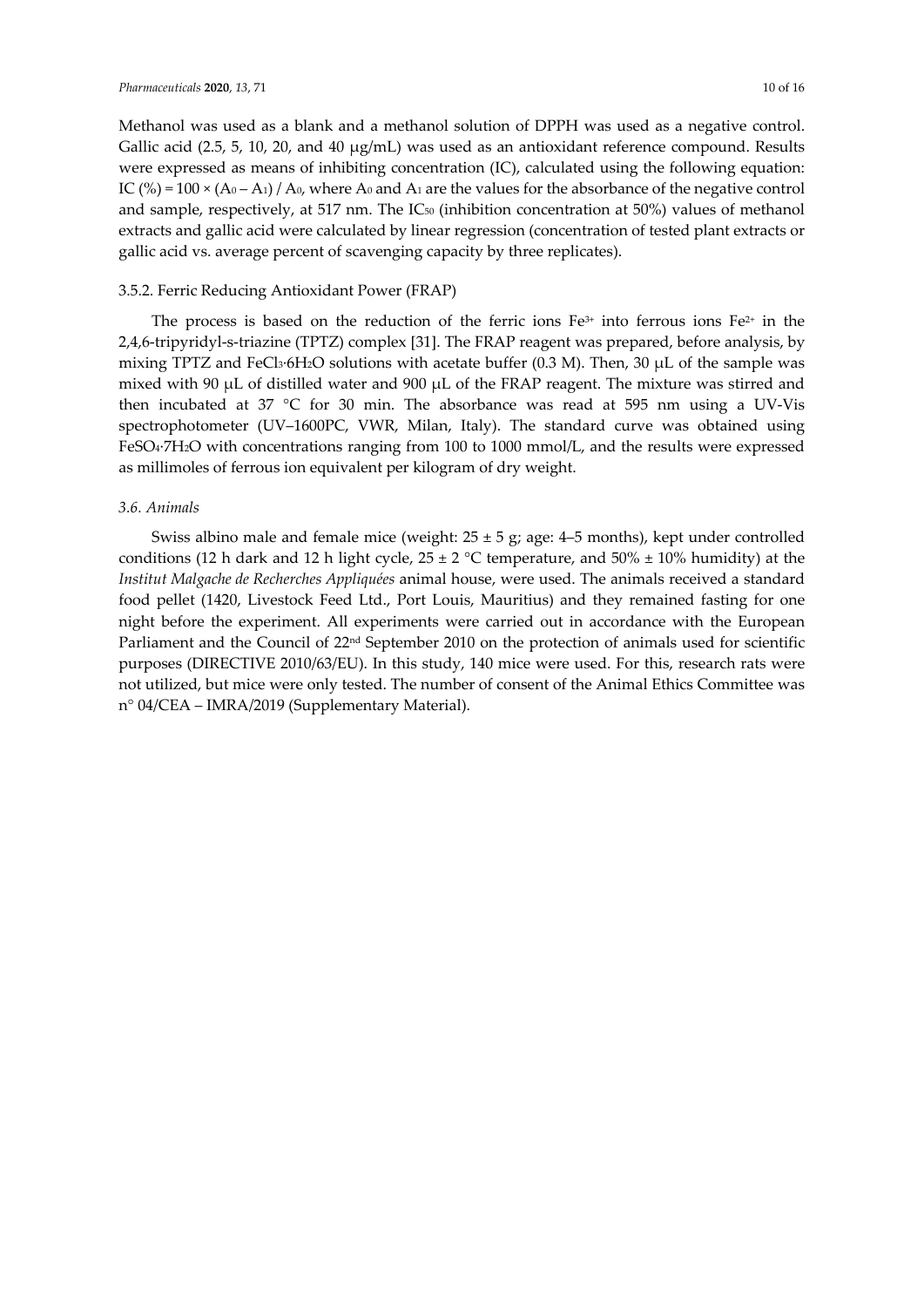Methanol was used as a blank and a methanol solution of DPPH was used as a negative control. Gallic acid (2.5, 5, 10, 20, and 40 μg/mL) was used as an antioxidant reference compound. Results were expressed as means of inhibiting concentration (IC), calculated using the following equation: IC (%) = $100 \times (A_0 - A_1) / A_0$, where $A_0$ and $A_1$ are the values for the absorbance of the negative control and sample, respectively, at 517 nm. The $IC_{50}$ (inhibition concentration at 50%) values of methanol extracts and gallic acid were calculated by linear regression (concentration of tested plant extracts or gallic acid vs. average percent of scavenging capacity by three replicates).

#### 3.5.2. Ferric Reducing Antioxidant Power (FRAP)

The process is based on the reduction of the ferric ions $Fe^{3+}$ into ferrous ions $Fe^{2+}$ in the 2,4,6-tripyridyl-s-triazine (TPTZ) complex [31]. The FRAP reagent was prepared, before analysis, by mixing TPTZ and $FeCl_3{\cdot}6H_2O$ solutions with acetate buffer (0.3 M). Then, 30 μL of the sample was mixed with 90 μL of distilled water and 900 μL of the FRAP reagent. The mixture was stirred and then incubated at 37 °C for 30 min. The absorbance was read at 595 nm using a UV-Vis spectrophotometer (UV–1600PC, VWR, Milan, Italy). The standard curve was obtained using $FeSO_4{\cdot}7H_2O$ with concentrations ranging from 100 to 1000 mmol/L, and the results were expressed as millimoles of ferrous ion equivalent per kilogram of dry weight.

### *3.6. Animals*

Swiss albino male and female mice (weight: 25 ± 5 g; age: 4–5 months), kept under controlled conditions (12 h dark and 12 h light cycle, 25 ± 2 °C temperature, and 50% ± 10% humidity) at the *Institut Malgache de Recherches Appliquées* animal house, were used. The animals received a standard food pellet (1420, Livestock Feed Ltd., Port Louis, Mauritius) and they remained fasting for one night before the experiment. All experiments were carried out in accordance with the European Parliament and the Council of 22nd September 2010 on the protection of animals used for scientific purposes (DIRECTIVE 2010/63/EU). In this study, 140 mice were used. For this, research rats were not utilized, but mice were only tested. The number of consent of the Animal Ethics Committee was n° 04/CEA – IMRA/2019 (Supplementary Material).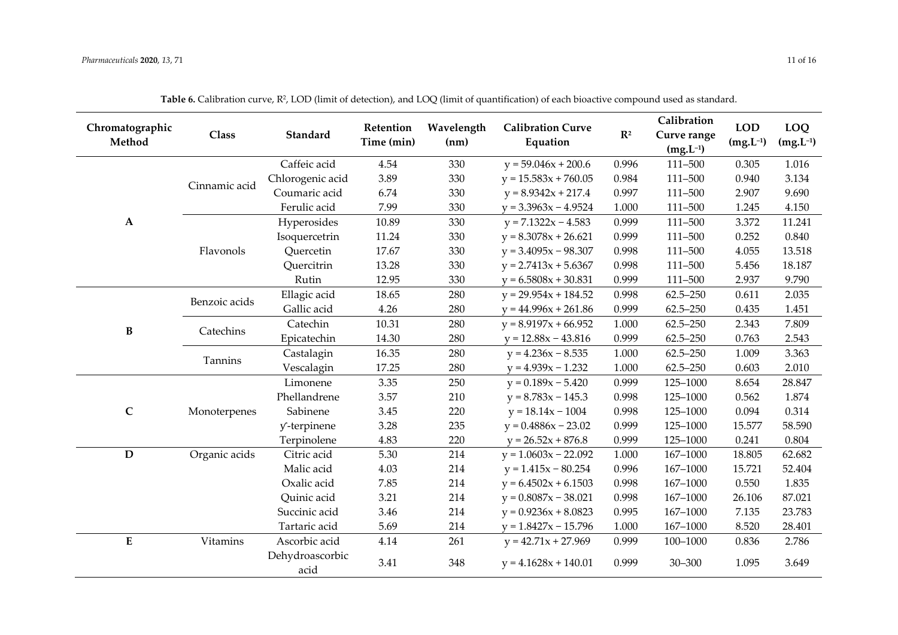**Table 6.** Calibration curve, $R^2$, LOD (limit of detection), and LOQ (limit of quantification) of each bioactive compound used as standard.

| Chromatographic Method | Class | Standard | Retention Time (min) | Wavelength (nm) | Calibration Curve Equation | $R^2$ | Calibration Curve range ($mg.L^{-1}$) | LOD ($mg.L^{-1}$) | LOQ ($mg.L^{-1}$) |
|---|---|---|---|---|---|---|---|---|---|
| A | Cinnamic acid | Caffeic acid | 4.54 | 330 | $y = 59.046x + 200.6$ | 0.996 | 111–500 | 0.305 | 1.016 |
| | | Chlorogenic acid | 3.89 | 330 | $y = 15.583x + 760.05$ | 0.984 | 111–500 | 0.940 | 3.134 |
| | | Coumaric acid | 6.74 | 330 | $y = 8.9342x + 217.4$ | 0.997 | 111–500 | 2.907 | 9.690 |
| | | Ferulic acid | 7.99 | 330 | $y = 3.3963x - 4.9524$ | 1.000 | 111–500 | 1.245 | 4.150 |
| | Flavonols | Hyperosides | 10.89 | 330 | $y = 7.1322x - 4.583$ | 0.999 | 111–500 | 3.372 | 11.241 |
| | | Isoquercetrin | 11.24 | 330 | $y = 8.3078x + 26.621$ | 0.999 | 111–500 | 0.252 | 0.840 |
| | | Quercetin | 17.67 | 330 | $y = 3.4095x - 98.307$ | 0.998 | 111–500 | 4.055 | 13.518 |
| | | Quercitrin | 13.28 | 330 | $y = 2.7413x + 5.6367$ | 0.998 | 111–500 | 5.456 | 18.187 |
| | | Rutin | 12.95 | 330 | $y = 6.5808x + 30.831$ | 0.999 | 111–500 | 2.937 | 9.790 |
| B | Benzoic acids | Ellagic acid | 18.65 | 280 | $y = 29.954x + 184.52$ | 0.998 | 62.5–250 | 0.611 | 2.035 |
| | | Gallic acid | 4.26 | 280 | $y = 44.996x + 261.86$ | 0.999 | 62.5–250 | 0.435 | 1.451 |
| | Catechins | Catechin | 10.31 | 280 | $y = 8.9197x + 66.952$ | 1.000 | 62.5–250 | 2.343 | 7.809 |
| | | Epicatechin | 14.30 | 280 | $y = 12.88x - 43.816$ | 0.999 | 62.5–250 | 0.763 | 2.543 |
| | Tannins | Castalagin | 16.35 | 280 | $y = 4.236x - 8.535$ | 1.000 | 62.5–250 | 1.009 | 3.363 |
| | | Vescalagin | 17.25 | 280 | $y = 4.939x - 1.232$ | 1.000 | 62.5–250 | 0.603 | 2.010 |
| C | Monoterpenes | Limonene | 3.35 | 250 | $y = 0.189x - 5.420$ | 0.999 | 125–1000 | 8.654 | 28.847 |
| | | Phellandrene | 3.57 | 210 | $y = 8.783x - 145.3$ | 0.998 | 125–1000 | 0.562 | 1.874 |
| | | Sabinene | 3.45 | 220 | $y = 18.14x - 1004$ | 0.998 | 125–1000 | 0.094 | 0.314 |
| | | γ-terpinene | 3.28 | 235 | $y = 0.4886x - 23.02$ | 0.999 | 125–1000 | 15.577 | 58.590 |
| | | Terpinolene | 4.83 | 220 | $y = 26.52x + 876.8$ | 0.999 | 125–1000 | 0.241 | 0.804 |
| D | Organic acids | Citric acid | 5.30 | 214 | $y = 1.0603x - 22.092$ | 1.000 | 167–1000 | 18.805 | 62.682 |
| | | Malic acid | 4.03 | 214 | $y = 1.415x - 80.254$ | 0.996 | 167–1000 | 15.721 | 52.404 |
| | | Oxalic acid | 7.85 | 214 | $y = 6.4502x + 6.1503$ | 0.998 | 167–1000 | 0.550 | 1.835 |
| | | Quinic acid | 3.21 | 214 | $y = 0.8087x - 38.021$ | 0.998 | 167–1000 | 26.106 | 87.021 |
| | | Succinic acid | 3.46 | 214 | $y = 0.9236x + 8.0823$ | 0.995 | 167–1000 | 7.135 | 23.783 |
| | | Tartaric acid | 5.69 | 214 | $y = 1.8427x - 15.796$ | 1.000 | 167–1000 | 8.520 | 28.401 |
| E | Vitamins | Ascorbic acid | 4.14 | 261 | $y = 42.71x + 27.969$ | 0.999 | 100–1000 | 0.836 | 2.786 |
| | | Dehydroascorbic acid | 3.41 | 348 | $y = 4.1628x + 140.01$ | 0.999 | 30–300 | 1.095 | 3.649 |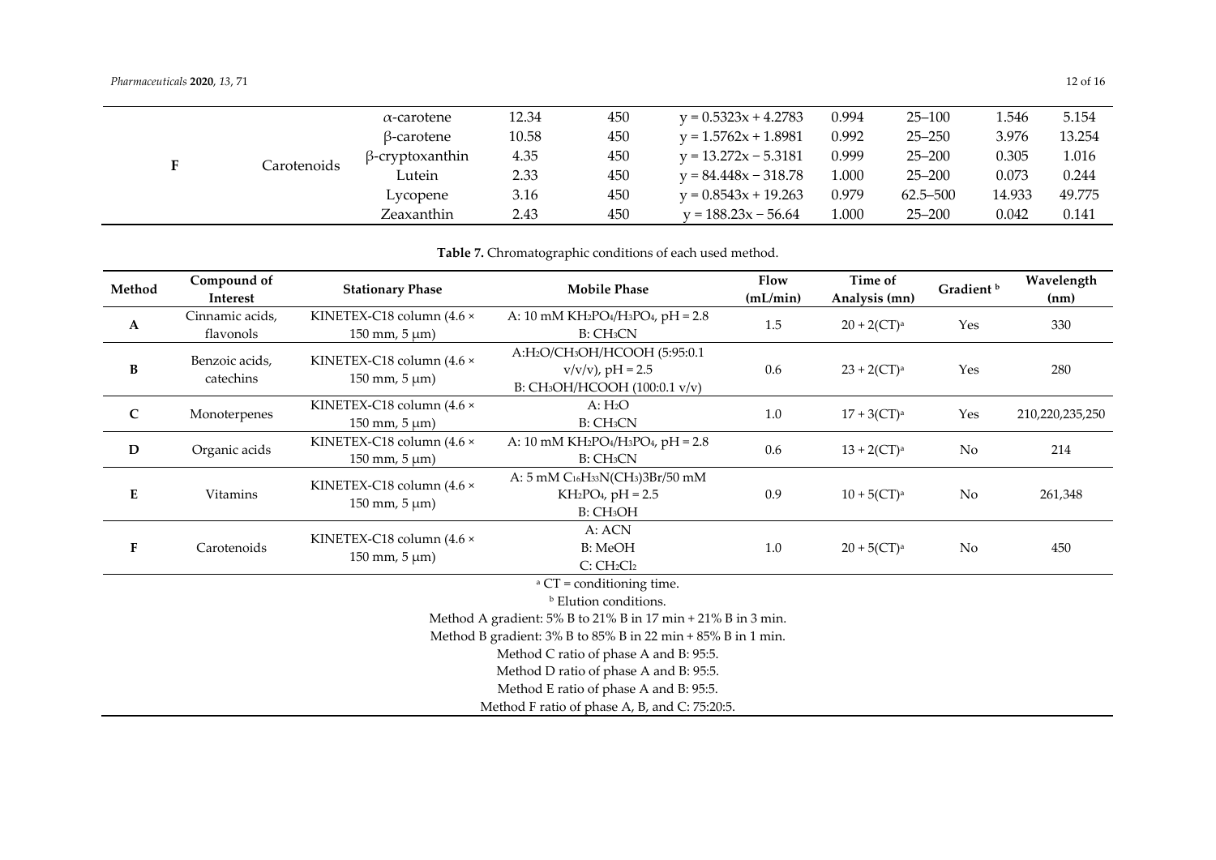| | | | | | | | | |
|---|---|---|---|---|---|---|---|---|
| F | Carotenoids | α-carotene | 12.34 | 450 | $y = 0.5323x + 4.2783$ | 0.994 | 25–100 | 1.546 | 5.154 |
| | | β-carotene | 10.58 | 450 | $y = 1.5762x + 1.8981$ | 0.992 | 25–250 | 3.976 | 13.254 |
| | | β-cryptoxanthin | 4.35 | 450 | $y = 13.272x - 5.3181$ | 0.999 | 25–200 | 0.305 | 1.016 |
| | | Lutein | 2.33 | 450 | $y = 84.448x - 318.78$ | 1.000 | 25–200 | 0.073 | 0.244 |
| | | Lycopene | 3.16 | 450 | $y = 0.8543x + 19.263$ | 0.979 | 62.5–500 | 14.933 | 49.775 |
| | | Zeaxanthin | 2.43 | 450 | $y = 188.23x - 56.64$ | 1.000 | 25–200 | 0.042 | 0.141 |

**Table 7.** Chromatographic conditions of each used method.

| Method | Compound of Interest | Stationary Phase | Mobile Phase | Flow (mL/min) | Time of Analysis (mn) | Gradient [b] | Wavelength (nm) |
|---|---|---|---|---|---|---|---|
| A | Cinnamic acids, flavonols | KINETEX-C18 column (4.6 × 150 mm, 5 μm) | A: 10 mM $KH_2PO_4$/$H_3PO_4$, pH = 2.8 B: $CH_3CN$ | 1.5 | 20 + 2(CT)[a] | Yes | 330 |
| B | Benzoic acids, catechins | KINETEX-C18 column (4.6 × 150 mm, 5 μm) | A:$H_2O$/$CH_3OH$/HCOOH (5:95:0.1 v/v/v), pH = 2.5 B: $CH_3OH$/HCOOH (100:0.1 v/v) | 0.6 | 23 + 2(CT)[a] | Yes | 280 |
| C | Monoterpenes | KINETEX-C18 column (4.6 × 150 mm, 5 μm) | A: $H_2O$ B: $CH_3CN$ | 1.0 | 17 + 3(CT)[a] | Yes | 210,220,235,250 |
| D | Organic acids | KINETEX-C18 column (4.6 × 150 mm, 5 μm) | A: 10 mM $KH_2PO_4$/$H_3PO_4$, pH = 2.8 B: $CH_3CN$ | 0.6 | 13 + 2(CT)[a] | No | 214 |
| E | Vitamins | KINETEX-C18 column (4.6 × 150 mm, 5 μm) | A: 5 mM $C_{16}H_{33}N(CH_3)3Br$/50 mM $KH_2PO_4$, pH = 2.5 B: $CH_3OH$ | 0.9 | 10 + 5(CT)[a] | No | 261,348 |
| F | Carotenoids | KINETEX-C18 column (4.6 × 150 mm, 5 μm) | A: ACN B: MeOH C: $CH_2Cl_2$ | 1.0 | 20 + 5(CT)[a] | No | 450 |

[a] CT = conditioning time.
[b] Elution conditions.
Method A gradient: 5% B to 21% B in 17 min + 21% B in 3 min.
Method B gradient: 3% B to 85% B in 22 min + 85% B in 1 min.
Method C ratio of phase A and B: 95:5.
Method D ratio of phase A and B: 95:5.
Method E ratio of phase A and B: 95:5.
Method F ratio of phase A, B, and C: 75:20:5.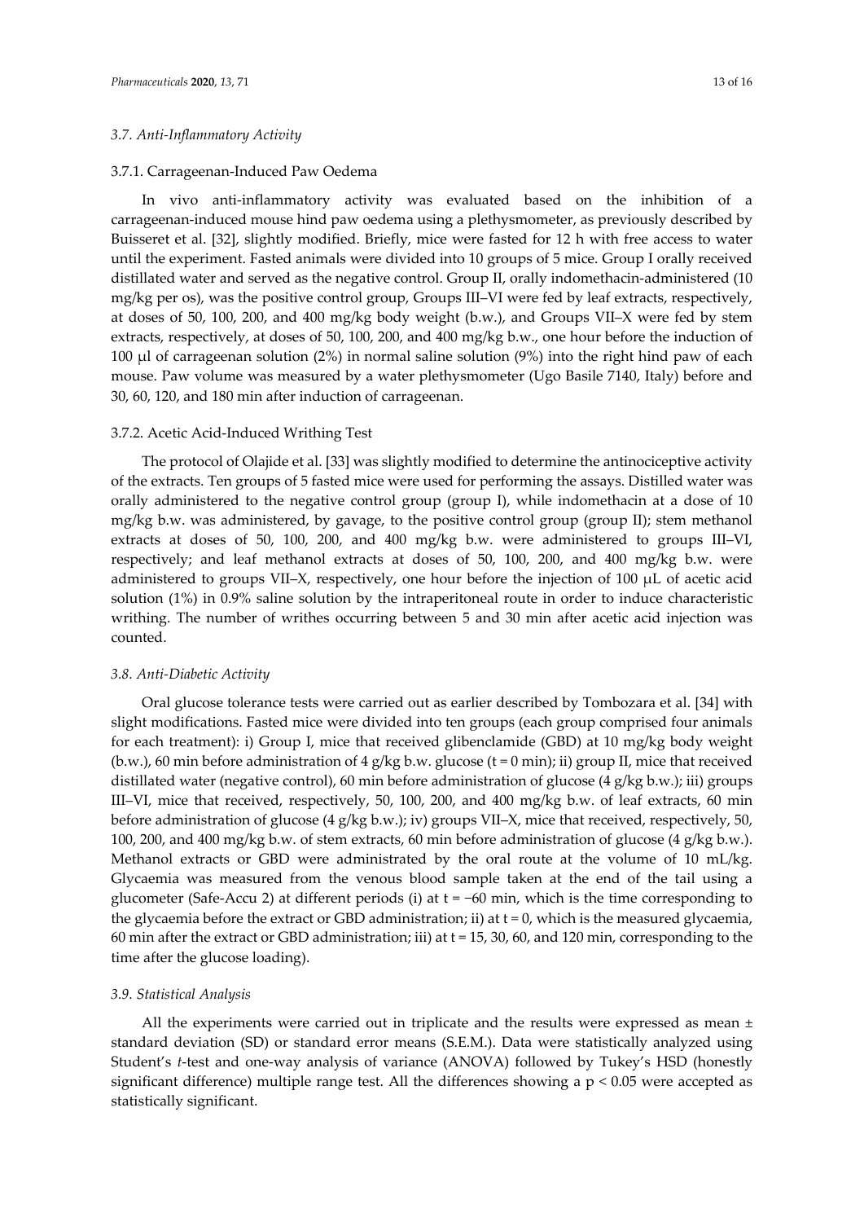### *3.7. Anti-Inflammatory Activity*

#### 3.7.1. Carrageenan-Induced Paw Oedema

In vivo anti-inflammatory activity was evaluated based on the inhibition of a carrageenan-induced mouse hind paw oedema using a plethysmometer, as previously described by Buisseret et al. [32], slightly modified. Briefly, mice were fasted for 12 h with free access to water until the experiment. Fasted animals were divided into 10 groups of 5 mice. Group I orally received distillated water and served as the negative control. Group II, orally indomethacin-administered (10 mg/kg per os), was the positive control group, Groups III–VI were fed by leaf extracts, respectively, at doses of 50, 100, 200, and 400 mg/kg body weight (b.w.), and Groups VII–X were fed by stem extracts, respectively, at doses of 50, 100, 200, and 400 mg/kg b.w., one hour before the induction of 100 µl of carrageenan solution (2%) in normal saline solution (9%) into the right hind paw of each mouse. Paw volume was measured by a water plethysmometer (Ugo Basile 7140, Italy) before and 30, 60, 120, and 180 min after induction of carrageenan.

#### 3.7.2. Acetic Acid-Induced Writhing Test

The protocol of Olajide et al. [33] was slightly modified to determine the antinociceptive activity of the extracts. Ten groups of 5 fasted mice were used for performing the assays. Distilled water was orally administered to the negative control group (group I), while indomethacin at a dose of 10 mg/kg b.w. was administered, by gavage, to the positive control group (group II); stem methanol extracts at doses of 50, 100, 200, and 400 mg/kg b.w. were administered to groups III–VI, respectively; and leaf methanol extracts at doses of 50, 100, 200, and 400 mg/kg b.w. were administered to groups VII–X, respectively, one hour before the injection of 100 µL of acetic acid solution (1%) in 0.9% saline solution by the intraperitoneal route in order to induce characteristic writhing. The number of writhes occurring between 5 and 30 min after acetic acid injection was counted.

### *3.8. Anti-Diabetic Activity*

Oral glucose tolerance tests were carried out as earlier described by Tombozara et al. [34] with slight modifications. Fasted mice were divided into ten groups (each group comprised four animals for each treatment): i) Group I, mice that received glibenclamide (GBD) at 10 mg/kg body weight (b.w.), 60 min before administration of 4 g/kg b.w. glucose ($t = 0$ min); ii) group II, mice that received distillated water (negative control), 60 min before administration of glucose (4 g/kg b.w.); iii) groups III–VI, mice that received, respectively, 50, 100, 200, and 400 mg/kg b.w. of leaf extracts, 60 min before administration of glucose (4 g/kg b.w.); iv) groups VII–X, mice that received, respectively, 50, 100, 200, and 400 mg/kg b.w. of stem extracts, 60 min before administration of glucose (4 g/kg b.w.). Methanol extracts or GBD were administrated by the oral route at the volume of 10 mL/kg. Glycaemia was measured from the venous blood sample taken at the end of the tail using a glucometer (Safe-Accu 2) at different periods (i) at $t = -60$ min, which is the time corresponding to the glycaemia before the extract or GBD administration; ii) at $t = 0$, which is the measured glycaemia, 60 min after the extract or GBD administration; iii) at $t = 15$, 30, 60, and 120 min, corresponding to the time after the glucose loading).

### *3.9. Statistical Analysis*

All the experiments were carried out in triplicate and the results were expressed as mean ± standard deviation (SD) or standard error means (S.E.M.). Data were statistically analyzed using Student's *t*-test and one-way analysis of variance (ANOVA) followed by Tukey's HSD (honestly significant difference) multiple range test. All the differences showing a $p < 0.05$ were accepted as statistically significant.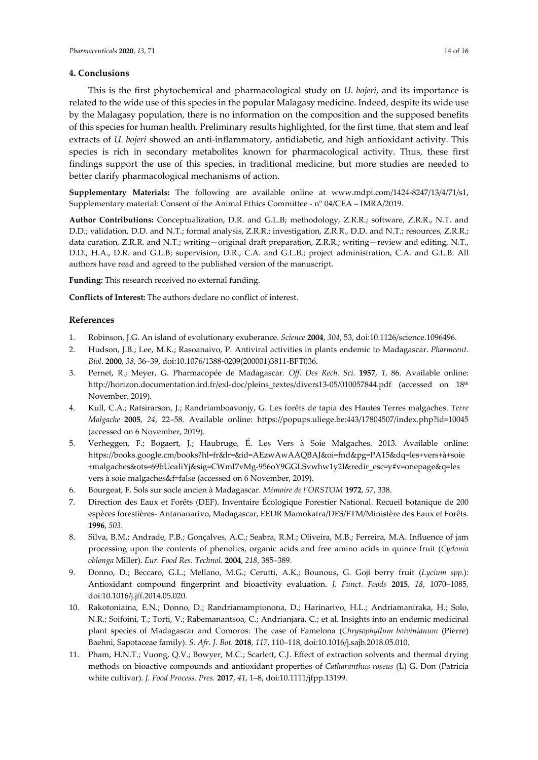## 4. Conclusions

This is the first phytochemical and pharmacological study on *U. bojeri*, and its importance is related to the wide use of this species in the popular Malagasy medicine. Indeed, despite its wide use by the Malagasy population, there is no information on the composition and the supposed benefits of this species for human health. Preliminary results highlighted, for the first time, that stem and leaf extracts of *U. bojeri* showed an anti-inflammatory, antidiabetic, and high antioxidant activity. This species is rich in secondary metabolites known for pharmacological activity. Thus, these first findings support the use of this species, in traditional medicine, but more studies are needed to better clarify pharmacological mechanisms of action.

**Supplementary Materials:** The following are available online at www.mdpi.com/1424-8247/13/4/71/s1, Supplementary material: Consent of the Animal Ethics Committee - n° 04/CEA – IMRA/2019.

**Author Contributions:** Conceptualization, D.R. and G.L.B; methodology, Z.R.R.; software, Z.R.R., N.T. and D.D.; validation, D.D. and N.T.; formal analysis, Z.R.R.; investigation, Z.R.R., D.D. and N.T.; resources, Z.R.R.; data curation, Z.R.R. and N.T.; writing—original draft preparation, Z.R.R.; writing—review and editing, N.T., D.D., H.A., D.R. and G.L.B; supervision, D.R., C.A. and G.L.B.; project administration, C.A. and G.L.B. All authors have read and agreed to the published version of the manuscript.

**Funding:** This research received no external funding.

**Conflicts of Interest:** The authors declare no conflict of interest.

## References

1. Robinson, J.G. An island of evolutionary exuberance. *Science* **2004**, *304*, 53, doi:10.1126/science.1096496.
2. Hudson, J.B.; Lee, M.K.; Rasoanaivo, P. Antiviral activities in plants endemic to Madagascar. *Pharmceut. Biol*. **2000**, *38*, 36–39, doi:10.1076/1388-0209(200001)3811-BFT036.
3. Pernet, R.; Meyer, G. Pharmacopée de Madagascar. *Off. Des Rech. Sci.* **1957**, *1,* 86. Available online: http://horizon.documentation.ird.fr/exl-doc/pleins_textes/divers13-05/010057844.pdf (accessed on 18th November, 2019).
4. Kull, C.A.; Ratsirarson, J.; Randriamboavonjy, G. Les forêts de tapia des Hautes Terres malgaches. *Terre Malgache* **2005**, *24*, 22–58. Available online: https://popups.uliege.be:443/17804507/index.php?id=10045 (accessed on 6 November, 2019).
5. Verheggen, F.; Bogaert, J.; Haubruge, É. Les Vers à Soie Malgaches. 2013. Available online: https://books.google.cm/books?hl=fr&lr=&id=AEzwAwAAQBAJ&oi=fnd&pg=PA15&dq=les+vers+à+soie+malgaches&ots=69bUeaIiYj&sig=CWmI7vMg-956oY9GGLSvwhw1y2I&redir_esc=y#v=onepage&q=les vers à soie malgaches&f=false (accessed on 6 November, 2019).
6. Bourgeat, F. Sols sur socle ancien à Madagascar. *Mémoire de l'ORSTOM* **1972**, *57*, 338.
7. Direction des Eaux et Forêts (DEF). Inventaire Écologique Forestier National. Recueil botanique de 200 espèces forestières- Antananarivo, Madagascar, EEDR Mamokatra/DFS/FTM/Ministère des Eaux et Forêts. **1996**, *503*.
8. Silva, B.M.; Andrade, P.B.; Gonçalves, A.C.; Seabra, R.M.; Oliveira, M.B.; Ferreira, M.A. Influence of jam processing upon the contents of phenolics, organic acids and free amino acids in quince fruit (*Cydonia oblonga* Miller). *Eur. Food Res. Technol.* **2004**, *218*, 385–389.
9. Donno, D.; Beccaro, G.L.; Mellano, M.G.; Cerutti, A.K.; Bounous, G. Goji berry fruit (*Lycium spp.*): Antioxidant compound fingerprint and bioactivity evaluation. *J. Funct. Foods* **2015**, *18*, 1070–1085, doi:10.1016/j.jff.2014.05.020.
10. Rakotoniaina, E.N.; Donno, D.; Randriamampionona, D.; Harinarivo, H.L.; Andriamaniraka, H.; Solo, N.R.; Soifoini, T.; Torti, V.; Rabemanantsoa, C.; Andrianjara, C.; et al. Insights into an endemic medicinal plant species of Madagascar and Comoros: The case of Famelona (*Chrysophyllum boivinianum* (Pierre) Baehni, Sapotaceae family). *S. Afr. J. Bot.* **2018**, *117*, 110–118, doi:10.1016/j.sajb.2018.05.010.
11. Pham, H.N.T.; Vuong, Q.V.; Bowyer, M.C.; Scarlett, C.J. Effect of extraction solvents and thermal drying methods on bioactive compounds and antioxidant properties of *Catharanthus roseus* (L) G. Don (Patricia white cultivar). *J. Food Process. Pres.* **2017**, *41*, 1–8, doi:10.1111/jfpp.13199.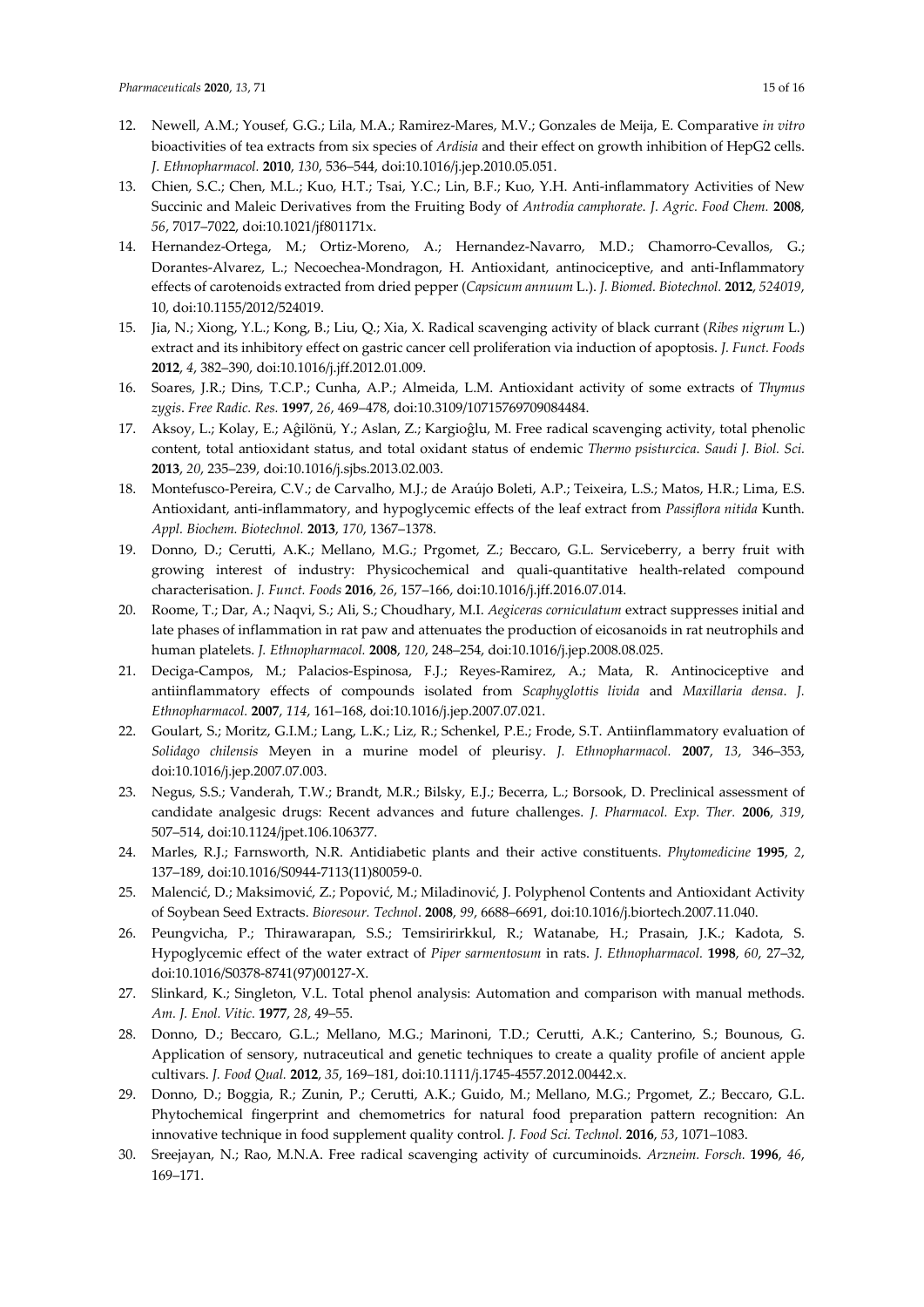12. Newell, A.M.; Yousef, G.G.; Lila, M.A.; Ramirez-Mares, M.V.; Gonzales de Meija, E. Comparative *in vitro* bioactivities of tea extracts from six species of *Ardisia* and their effect on growth inhibition of HepG2 cells. *J. Ethnopharmacol.* **2010**, *130*, 536–544, doi:10.1016/j.jep.2010.05.051.
13. Chien, S.C.; Chen, M.L.; Kuo, H.T.; Tsai, Y.C.; Lin, B.F.; Kuo, Y.H. Anti-inflammatory Activities of New Succinic and Maleic Derivatives from the Fruiting Body of *Antrodia camphorate*. *J. Agric. Food Chem.* **2008**, *56*, 7017–7022, doi:10.1021/jf801171x.
14. Hernandez-Ortega, M.; Ortiz-Moreno, A.; Hernandez-Navarro, M.D.; Chamorro-Cevallos, G.; Dorantes-Alvarez, L.; Necoechea-Mondragon, H. Antioxidant, antinociceptive, and anti-Inflammatory effects of carotenoids extracted from dried pepper (*Capsicum annuum* L.). *J. Biomed. Biotechnol.* **2012**, *524019*, 10, doi:10.1155/2012/524019.
15. Jia, N.; Xiong, Y.L.; Kong, B.; Liu, Q.; Xia, X. Radical scavenging activity of black currant (*Ribes nigrum* L.) extract and its inhibitory effect on gastric cancer cell proliferation via induction of apoptosis. *J. Funct. Foods* **2012**, *4*, 382–390, doi:10.1016/j.jff.2012.01.009.
16. Soares, J.R.; Dins, T.C.P.; Cunha, A.P.; Almeida, L.M. Antioxidant activity of some extracts of *Thymus zygis*. *Free Radic. Res.* **1997**, *26*, 469–478, doi:10.3109/10715769709084484.
17. Aksoy, L.; Kolay, E.; Aĝilönü, Y.; Aslan, Z.; Kargioĝlu, M. Free radical scavenging activity, total phenolic content, total antioxidant status, and total oxidant status of endemic *Thermo psisturcica*. *Saudi J. Biol. Sci.* **2013**, *20*, 235–239, doi:10.1016/j.sjbs.2013.02.003.
18. Montefusco-Pereira, C.V.; de Carvalho, M.J.; de Araújo Boleti, A.P.; Teixeira, L.S.; Matos, H.R.; Lima, E.S. Antioxidant, anti-inflammatory, and hypoglycemic effects of the leaf extract from *Passiflora nitida* Kunth. *Appl. Biochem. Biotechnol.* **2013**, *170*, 1367–1378.
19. Donno, D.; Cerutti, A.K.; Mellano, M.G.; Prgomet, Z.; Beccaro, G.L. Serviceberry, a berry fruit with growing interest of industry: Physicochemical and quali-quantitative health-related compound characterisation. *J. Funct. Foods* **2016**, *26*, 157–166, doi:10.1016/j.jff.2016.07.014.
20. Roome, T.; Dar, A.; Naqvi, S.; Ali, S.; Choudhary, M.I. *Aegiceras corniculatum* extract suppresses initial and late phases of inflammation in rat paw and attenuates the production of eicosanoids in rat neutrophils and human platelets. *J. Ethnopharmacol.* **2008**, *120*, 248–254, doi:10.1016/j.jep.2008.08.025.
21. Deciga-Campos, M.; Palacios-Espinosa, F.J.; Reyes-Ramirez, A.; Mata, R. Antinociceptive and antiinflammatory effects of compounds isolated from *Scaphyglottis livida* and *Maxillaria densa*. *J. Ethnopharmacol.* **2007**, *114*, 161–168, doi:10.1016/j.jep.2007.07.021.
22. Goulart, S.; Moritz, G.I.M.; Lang, L.K.; Liz, R.; Schenkel, P.E.; Frode, S.T. Antiinflammatory evaluation of *Solidago chilensis* Meyen in a murine model of pleurisy. *J. Ethnopharmacol.* **2007**, *13*, 346–353, doi:10.1016/j.jep.2007.07.003.
23. Negus, S.S.; Vanderah, T.W.; Brandt, M.R.; Bilsky, E.J.; Becerra, L.; Borsook, D. Preclinical assessment of candidate analgesic drugs: Recent advances and future challenges. *J. Pharmacol. Exp. Ther.* **2006**, *319*, 507–514, doi:10.1124/jpet.106.106377.
24. Marles, R.J.; Farnsworth, N.R. Antidiabetic plants and their active constituents. *Phytomedicine* **1995**, *2*, 137–189, doi:10.1016/S0944-7113(11)80059-0.
25. Malencić, D.; Maksimović, Z.; Popović, M.; Miladinović, J. Polyphenol Contents and Antioxidant Activity of Soybean Seed Extracts. *Bioresour. Technol*. **2008**, *99*, 6688–6691, doi:10.1016/j.biortech.2007.11.040.
26. Peungvicha, P.; Thirawarapan, S.S.; Temsiririrkkul, R.; Watanabe, H.; Prasain, J.K.; Kadota, S. Hypoglycemic effect of the water extract of *Piper sarmentosum* in rats. *J. Ethnopharmacol.* **1998**, *60*, 27–32, doi:10.1016/S0378-8741(97)00127-X.
27. Slinkard, K.; Singleton, V.L. Total phenol analysis: Automation and comparison with manual methods. *Am. J. Enol. Vitic.* **1977**, *28*, 49–55.
28. Donno, D.; Beccaro, G.L.; Mellano, M.G.; Marinoni, T.D.; Cerutti, A.K.; Canterino, S.; Bounous, G. Application of sensory, nutraceutical and genetic techniques to create a quality profile of ancient apple cultivars. *J. Food Qual.* **2012**, *35*, 169–181, doi:10.1111/j.1745-4557.2012.00442.x.
29. Donno, D.; Boggia, R.; Zunin, P.; Cerutti, A.K.; Guido, M.; Mellano, M.G.; Prgomet, Z.; Beccaro, G.L. Phytochemical fingerprint and chemometrics for natural food preparation pattern recognition: An innovative technique in food supplement quality control. *J. Food Sci. Technol.* **2016**, *53*, 1071–1083.
30. Sreejayan, N.; Rao, M.N.A. Free radical scavenging activity of curcuminoids. *Arzneim. Forsch.* **1996**, *46*, 169–171.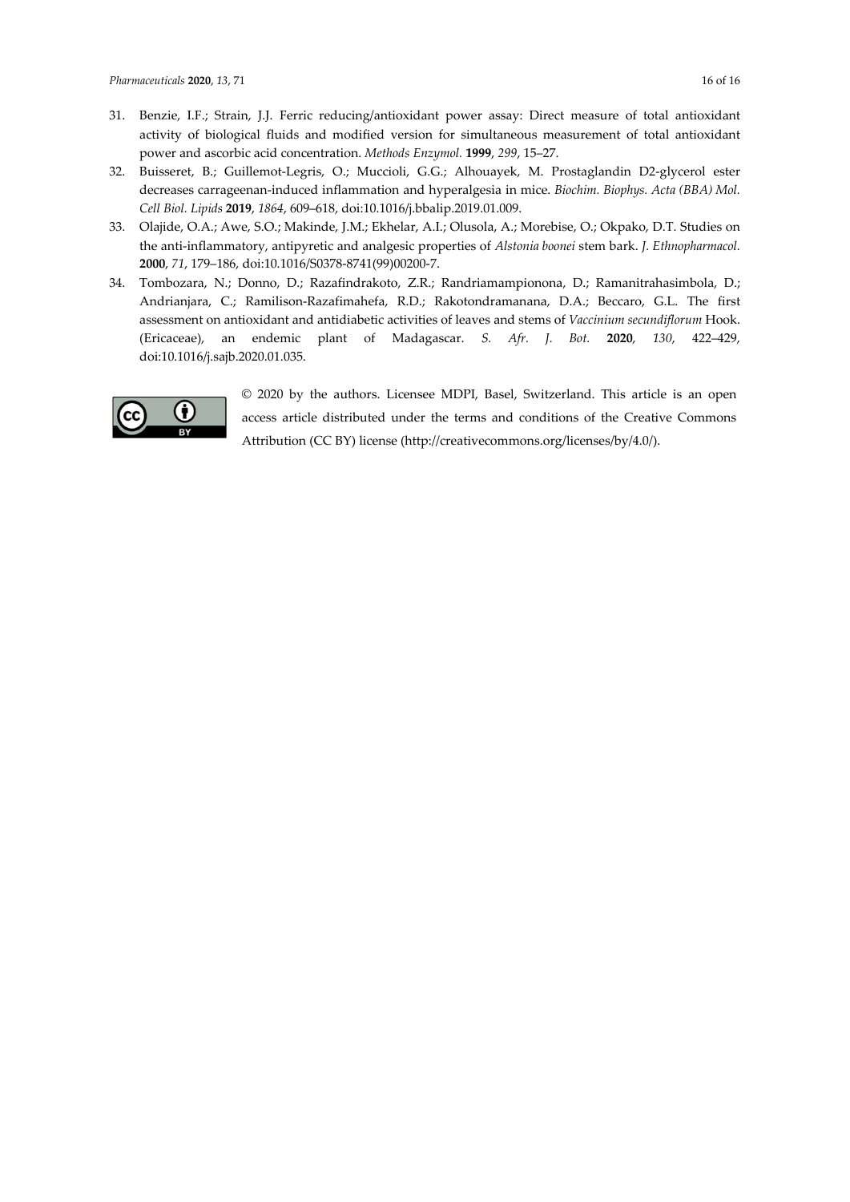31. Benzie, I.F.; Strain, J.J. Ferric reducing/antioxidant power assay: Direct measure of total antioxidant activity of biological fluids and modified version for simultaneous measurement of total antioxidant power and ascorbic acid concentration. *Methods Enzymol.* **1999**, *299*, 15–27.
32. Buisseret, B.; Guillemot-Legris, O.; Muccioli, G.G.; Alhouayek, M. Prostaglandin D2-glycerol ester decreases carrageenan-induced inflammation and hyperalgesia in mice. *Biochim. Biophys. Acta (BBA) Mol. Cell Biol. Lipids* **2019**, *1864*, 609–618, doi:10.1016/j.bbalip.2019.01.009.
33. Olajide, O.A.; Awe, S.O.; Makinde, J.M.; Ekhelar, A.I.; Olusola, A.; Morebise, O.; Okpako, D.T. Studies on the anti-inflammatory, antipyretic and analgesic properties of *Alstonia boonei* stem bark. *J. Ethnopharmacol.* **2000**, *71*, 179–186, doi:10.1016/S0378-8741(99)00200-7.
34. Tombozara, N.; Donno, D.; Razafindrakoto, Z.R.; Randriamampionona, D.; Ramanitrahasimbola, D.; Andrianjara, C.; Ramilison-Razafimahefa, R.D.; Rakotondramanana, D.A.; Beccaro, G.L. The first assessment on antioxidant and antidiabetic activities of leaves and stems of *Vaccinium secundiflorum* Hook. (Ericaceae), an endemic plant of Madagascar. *S. Afr. J. Bot.* **2020**, *130*, 422–429, doi:10.1016/j.sajb.2020.01.035.

© 2020 by the authors. Licensee MDPI, Basel, Switzerland. This article is an open access article distributed under the terms and conditions of the Creative Commons Attribution (CC BY) license (http://creativecommons.org/licenses/by/4.0/).